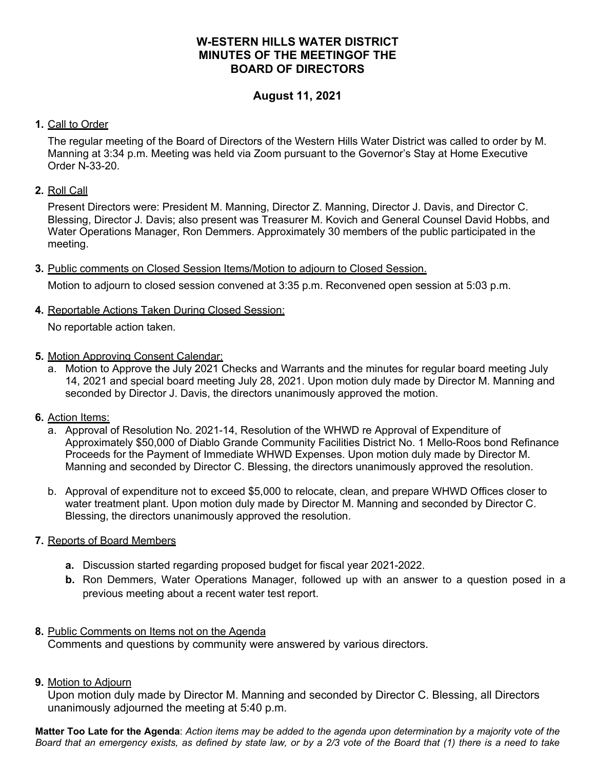# W-ESTERN HILLS WATER DISTRICT
# MINUTES OF THE MEETINGOF THE
# BOARD OF DIRECTORS

## August 11, 2021

**1.** Call to Order

The regular meeting of the Board of Directors of the Western Hills Water District was called to order by M. Manning at 3:34 p.m. Meeting was held via Zoom pursuant to the Governor's Stay at Home Executive Order N-33-20.

**2.** Roll Call

Present Directors were: President M. Manning, Director Z. Manning, Director J. Davis, and Director C. Blessing, Director J. Davis; also present was Treasurer M. Kovich and General Counsel David Hobbs, and Water Operations Manager, Ron Demmers. Approximately 30 members of the public participated in the meeting.

**3.** Public comments on Closed Session Items/Motion to adjourn to Closed Session.

Motion to adjourn to closed session convened at 3:35 p.m. Reconvened open session at 5:03 p.m.

**4.** Reportable Actions Taken During Closed Session:

No reportable action taken.

**5.** Motion Approving Consent Calendar:

a. Motion to Approve the July 2021 Checks and Warrants and the minutes for regular board meeting July 14, 2021 and special board meeting July 28, 2021. Upon motion duly made by Director M. Manning and seconded by Director J. Davis, the directors unanimously approved the motion.

**6.** Action Items:

a. Approval of Resolution No. 2021-14, Resolution of the WHWD re Approval of Expenditure of Approximately $50,000 of Diablo Grande Community Facilities District No. 1 Mello-Roos bond Refinance Proceeds for the Payment of Immediate WHWD Expenses. Upon motion duly made by Director M. Manning and seconded by Director C. Blessing, the directors unanimously approved the resolution.

b. Approval of expenditure not to exceed $5,000 to relocate, clean, and prepare WHWD Offices closer to water treatment plant. Upon motion duly made by Director M. Manning and seconded by Director C. Blessing, the directors unanimously approved the resolution.

**7.** Reports of Board Members

**a.** Discussion started regarding proposed budget for fiscal year 2021-2022.

**b.** Ron Demmers, Water Operations Manager, followed up with an answer to a question posed in a previous meeting about a recent water test report.

**8.** Public Comments on Items not on the Agenda

Comments and questions by community were answered by various directors.

**9.** Motion to Adjourn

Upon motion duly made by Director M. Manning and seconded by Director C. Blessing, all Directors unanimously adjourned the meeting at 5:40 p.m.

**Matter Too Late for the Agenda**: *Action items may be added to the agenda upon determination by a majority vote of the Board that an emergency exists, as defined by state law, or by a 2/3 vote of the Board that (1) there is a need to take*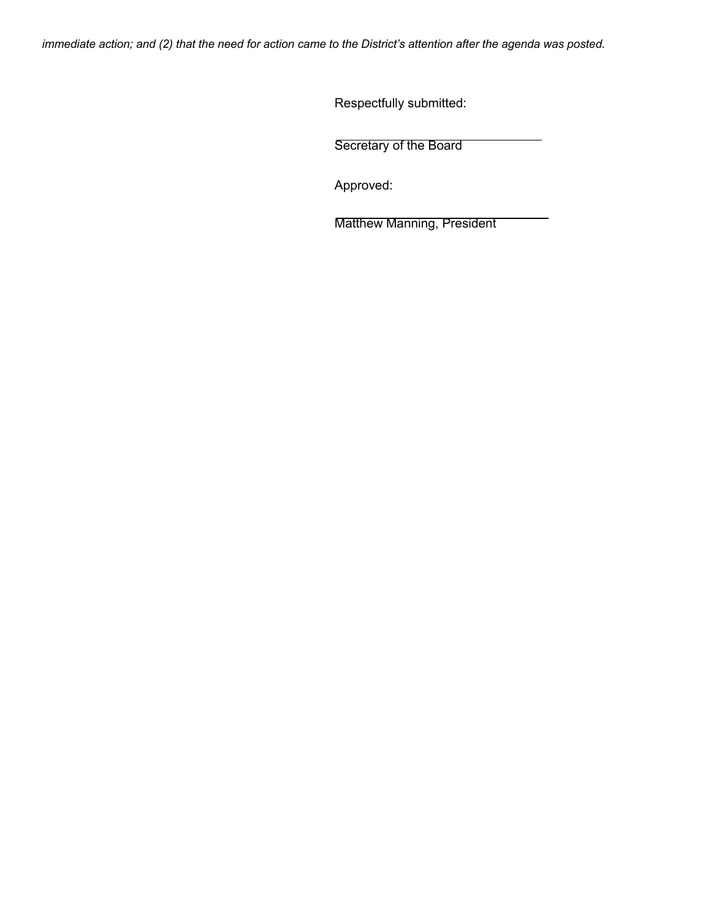*immediate action; and (2) that the need for action came to the District's attention after the agenda was posted.*

Respectfully submitted:

\_\_\_\_\_\_\_\_\_\_\_\_\_\_\_\_\_\_\_\_\_\_\_\_\_\_\_\_\_\_
Secretary of the Board

Approved:

\_\_\_\_\_\_\_\_\_\_\_\_\_\_\_\_\_\_\_\_\_\_\_\_\_\_\_\_\_\_
Matthew Manning, President